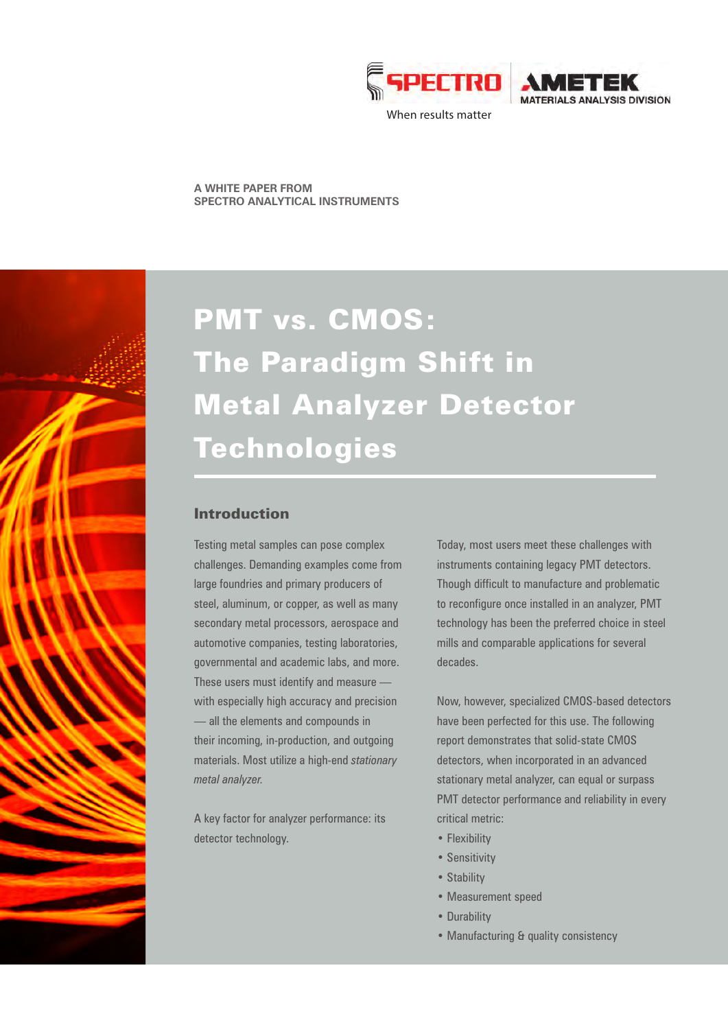SPECTRO | AMETEK MATERIALS ANALYSIS DIVISION

When results matter

**A WHITE PAPER FROM SPECTRO ANALYTICAL INSTRUMENTS**

# PMT vs. CMOS: The Paradigm Shift in Metal Analyzer Detector Technologies

## Introduction

Testing metal samples can pose complex challenges. Demanding examples come from large foundries and primary producers of steel, aluminum, or copper, as well as many secondary metal processors, aerospace and automotive companies, testing laboratories, governmental and academic labs, and more. These users must identify and measure — with especially high accuracy and precision — all the elements and compounds in their incoming, in-production, and outgoing materials. Most utilize a high-end *stationary metal analyzer.*

A key factor for analyzer performance: its detector technology.

Today, most users meet these challenges with instruments containing legacy PMT detectors. Though difficult to manufacture and problematic to reconfigure once installed in an analyzer, PMT technology has been the preferred choice in steel mills and comparable applications for several decades.

Now, however, specialized CMOS-based detectors have been perfected for this use. The following report demonstrates that solid-state CMOS detectors, when incorporated in an advanced stationary metal analyzer, can equal or surpass PMT detector performance and reliability in every critical metric:

- Flexibility
- Sensitivity
- Stability
- Measurement speed
- Durability
- Manufacturing & quality consistency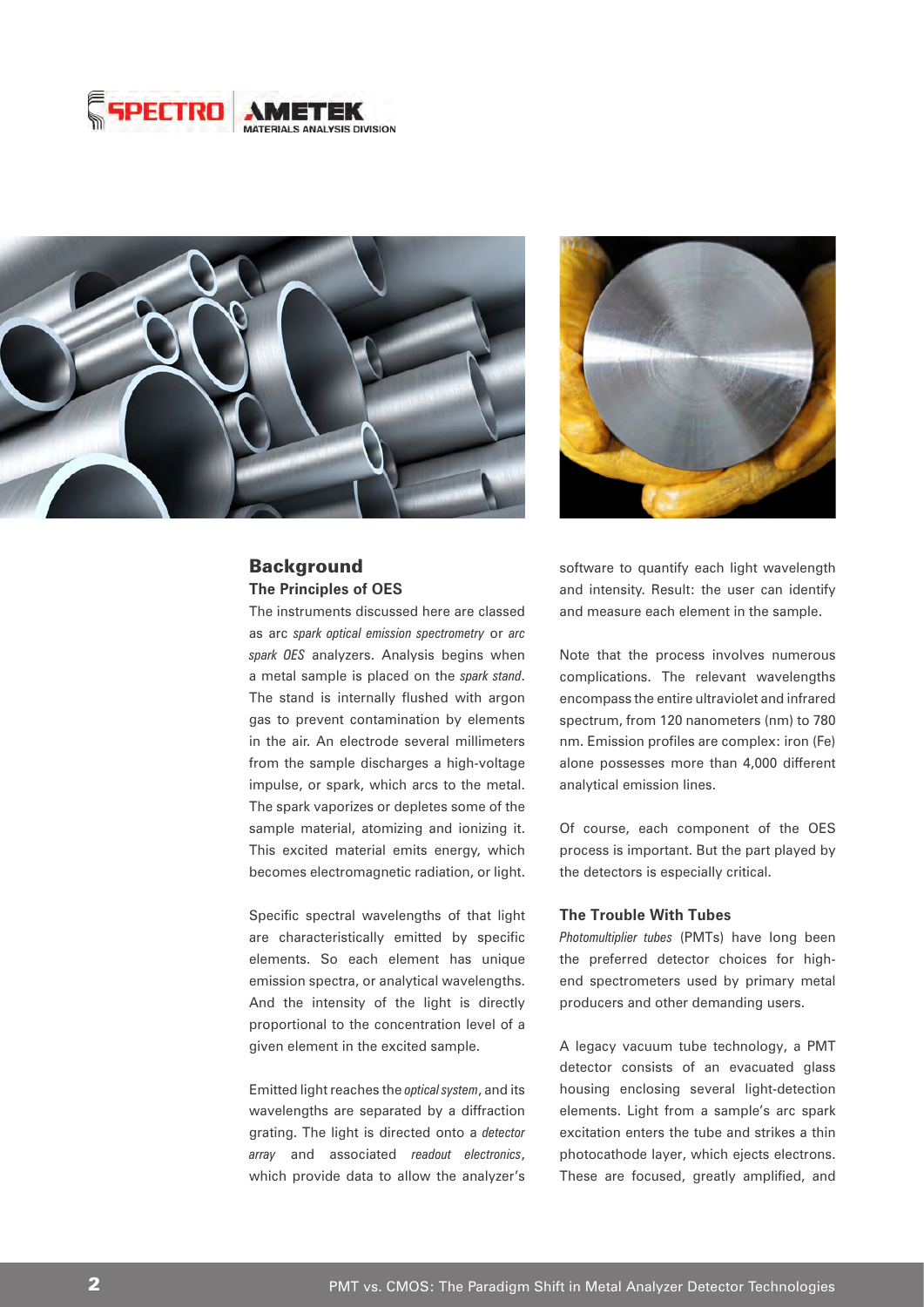## Background

### The Principles of OES

The instruments discussed here are classed as arc *spark optical emission spectrometry* or *arc spark OES* analyzers. Analysis begins when a metal sample is placed on the *spark stand*. The stand is internally flushed with argon gas to prevent contamination by elements in the air. An electrode several millimeters from the sample discharges a high-voltage impulse, or spark, which arcs to the metal. The spark vaporizes or depletes some of the sample material, atomizing and ionizing it. This excited material emits energy, which becomes electromagnetic radiation, or light.

Specific spectral wavelengths of that light are characteristically emitted by specific elements. So each element has unique emission spectra, or analytical wavelengths. And the intensity of the light is directly proportional to the concentration level of a given element in the excited sample.

Emitted light reaches the *optical system*, and its wavelengths are separated by a diffraction grating. The light is directed onto a *detector array* and associated *readout electronics*, which provide data to allow the analyzer's software to quantify each light wavelength and intensity. Result: the user can identify and measure each element in the sample.

Note that the process involves numerous complications. The relevant wavelengths encompass the entire ultraviolet and infrared spectrum, from 120 nanometers (nm) to 780 nm. Emission profiles are complex: iron (Fe) alone possesses more than 4,000 different analytical emission lines.

Of course, each component of the OES process is important. But the part played by the detectors is especially critical.

### The Trouble With Tubes

*Photomultiplier tubes* (PMTs) have long been the preferred detector choices for high-end spectrometers used by primary metal producers and other demanding users.

A legacy vacuum tube technology, a PMT detector consists of an evacuated glass housing enclosing several light-detection elements. Light from a sample's arc spark excitation enters the tube and strikes a thin photocathode layer, which ejects electrons. These are focused, greatly amplified, and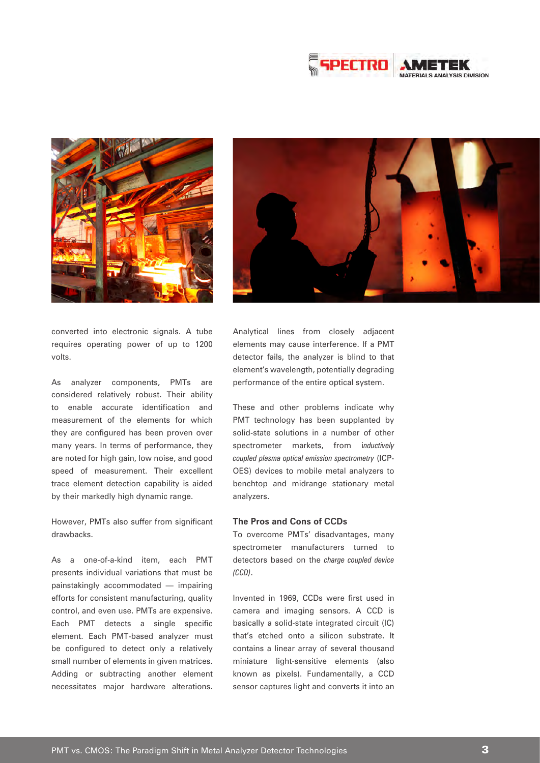converted into electronic signals. A tube requires operating power of up to 1200 volts.

As analyzer components, PMTs are considered relatively robust. Their ability to enable accurate identification and measurement of the elements for which they are configured has been proven over many years. In terms of performance, they are noted for high gain, low noise, and good speed of measurement. Their excellent trace element detection capability is aided by their markedly high dynamic range.

However, PMTs also suffer from significant drawbacks.

As a one-of-a-kind item, each PMT presents individual variations that must be painstakingly accommodated — impairing efforts for consistent manufacturing, quality control, and even use. PMTs are expensive. Each PMT detects a single specific element. Each PMT-based analyzer must be configured to detect only a relatively small number of elements in given matrices. Adding or subtracting another element necessitates major hardware alterations. Analytical lines from closely adjacent elements may cause interference. If a PMT detector fails, the analyzer is blind to that element's wavelength, potentially degrading performance of the entire optical system.

These and other problems indicate why PMT technology has been supplanted by solid-state solutions in a number of other spectrometer markets, from *inductively coupled plasma optical emission spectrometry* (ICP-OES) devices to mobile metal analyzers to benchtop and midrange stationary metal analyzers.

### The Pros and Cons of CCDs

To overcome PMTs' disadvantages, many spectrometer manufacturers turned to detectors based on the *charge coupled device (CCD)*.

Invented in 1969, CCDs were first used in camera and imaging sensors. A CCD is basically a solid-state integrated circuit (IC) that's etched onto a silicon substrate. It contains a linear array of several thousand miniature light-sensitive elements (also known as pixels). Fundamentally, a CCD sensor captures light and converts it into an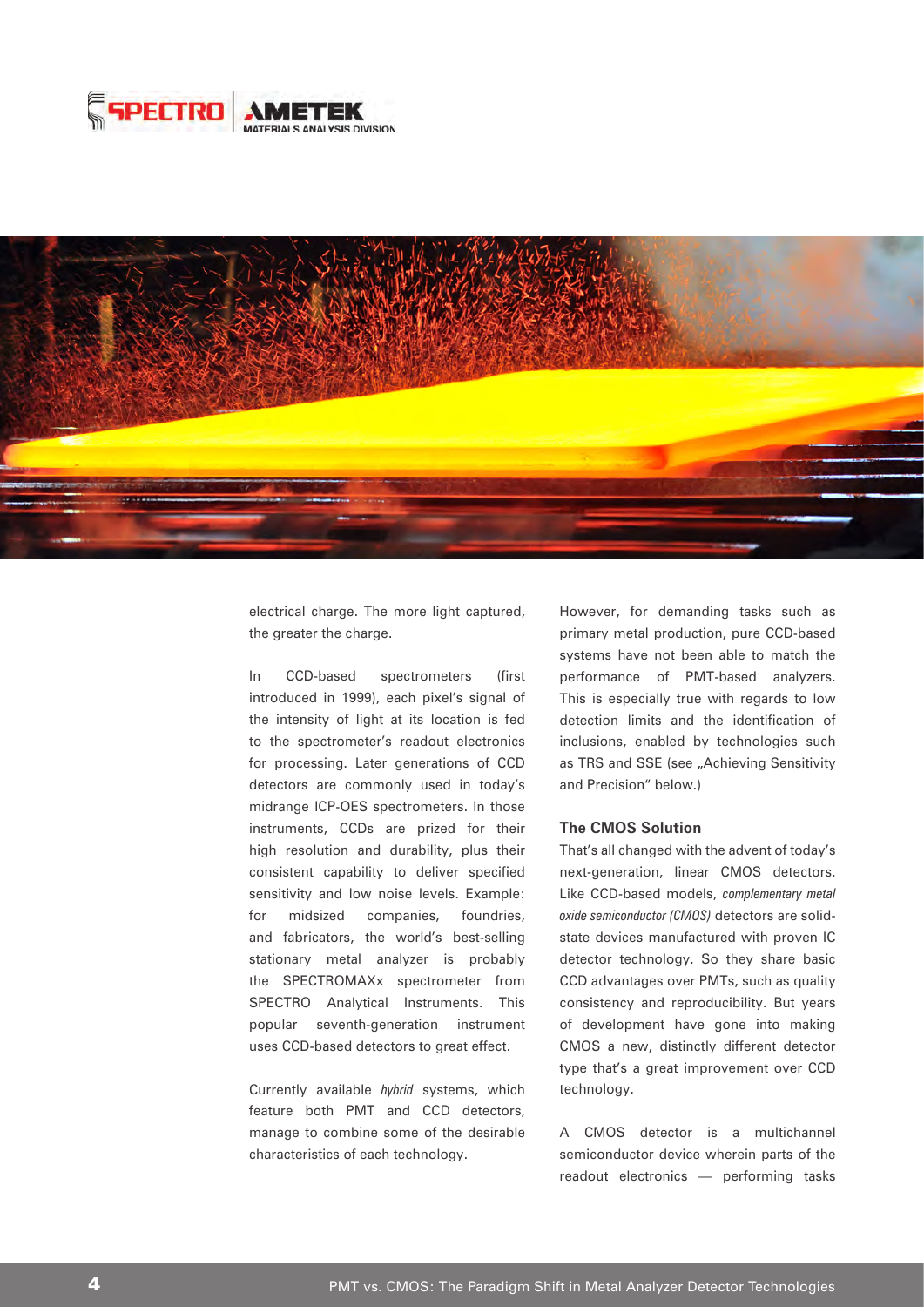electrical charge. The more light captured, the greater the charge.

In CCD-based spectrometers (first introduced in 1999), each pixel's signal of the intensity of light at its location is fed to the spectrometer's readout electronics for processing. Later generations of CCD detectors are commonly used in today's midrange ICP-OES spectrometers. In those instruments, CCDs are prized for their high resolution and durability, plus their consistent capability to deliver specified sensitivity and low noise levels. Example: for midsized companies, foundries, and fabricators, the world's best-selling stationary metal analyzer is probably the SPECTROMAXx spectrometer from the SPECTRO Analytical Instruments. This popular seventh-generation instrument uses CCD-based detectors to great effect.

Currently available *hybrid* systems, which feature both PMT and CCD detectors, manage to combine some of the desirable characteristics of each technology.

However, for demanding tasks such as primary metal production, pure CCD-based systems have not been able to match the performance of PMT-based analyzers. This is especially true with regards to low detection limits and the identification of inclusions, enabled by technologies such as TRS and SSE (see „Achieving Sensitivity and Precision" below.)

### The CMOS Solution

That's all changed with the advent of today's next-generation, linear CMOS detectors. Like CCD-based models, *complementary metal oxide semiconductor (CMOS)* detectors are solid-state devices manufactured with proven IC detector technology. So they share basic CCD advantages over PMTs, such as quality consistency and reproducibility. But years of development have gone into making CMOS a new, distinctly different detector type that's a great improvement over CCD technology.

A CMOS detector is a multichannel semiconductor device wherein parts of the readout electronics — performing tasks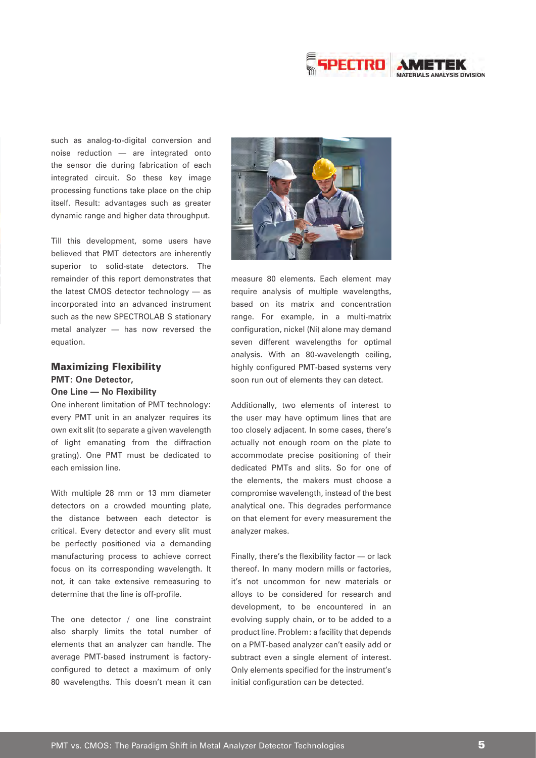such as analog-to-digital conversion and noise reduction — are integrated onto the sensor die during fabrication of each integrated circuit. So these key image processing functions take place on the chip itself. Result: advantages such as greater dynamic range and higher data throughput.

Till this development, some users have believed that PMT detectors are inherently superior to solid-state detectors. The remainder of this report demonstrates that the latest CMOS detector technology — as incorporated into an advanced instrument such as the new SPECTROLAB S stationary metal analyzer — has now reversed the equation.

## Maximizing Flexibility

### PMT: One Detector, One Line — No Flexibility

One inherent limitation of PMT technology: every PMT unit in an analyzer requires its own exit slit (to separate a given wavelength of light emanating from the diffraction grating). One PMT must be dedicated to each emission line.

With multiple 28 mm or 13 mm diameter detectors on a crowded mounting plate, the distance between each detector is critical. Every detector and every slit must be perfectly positioned via a demanding manufacturing process to achieve correct focus on its corresponding wavelength. It not, it can take extensive remeasuring to determine that the line is off-profile.

The one detector / one line constraint also sharply limits the total number of elements that an analyzer can handle. The average PMT-based instrument is factory-configured to detect a maximum of only 80 wavelengths. This doesn't mean it can measure 80 elements. Each element may require analysis of multiple wavelengths, based on its matrix and concentration range. For example, in a multi-matrix configuration, nickel (Ni) alone may demand seven different wavelengths for optimal analysis. With an 80-wavelength ceiling, highly configured PMT-based systems very soon run out of elements they can detect.

Additionally, two elements of interest to the user may have optimum lines that are too closely adjacent. In some cases, there's actually not enough room on the plate to accommodate precise positioning of their dedicated PMTs and slits. So for one of the elements, the makers must choose a compromise wavelength, instead of the best analytical one. This degrades performance on that element for every measurement the analyzer makes.

Finally, there's the flexibility factor — or lack thereof. In many modern mills or factories, it's not uncommon for new materials or alloys to be considered for research and development, to be encountered in an evolving supply chain, or to be added to a product line. Problem: a facility that depends on a PMT-based analyzer can't easily add or subtract even a single element of interest. Only elements specified for the instrument's initial configuration can be detected.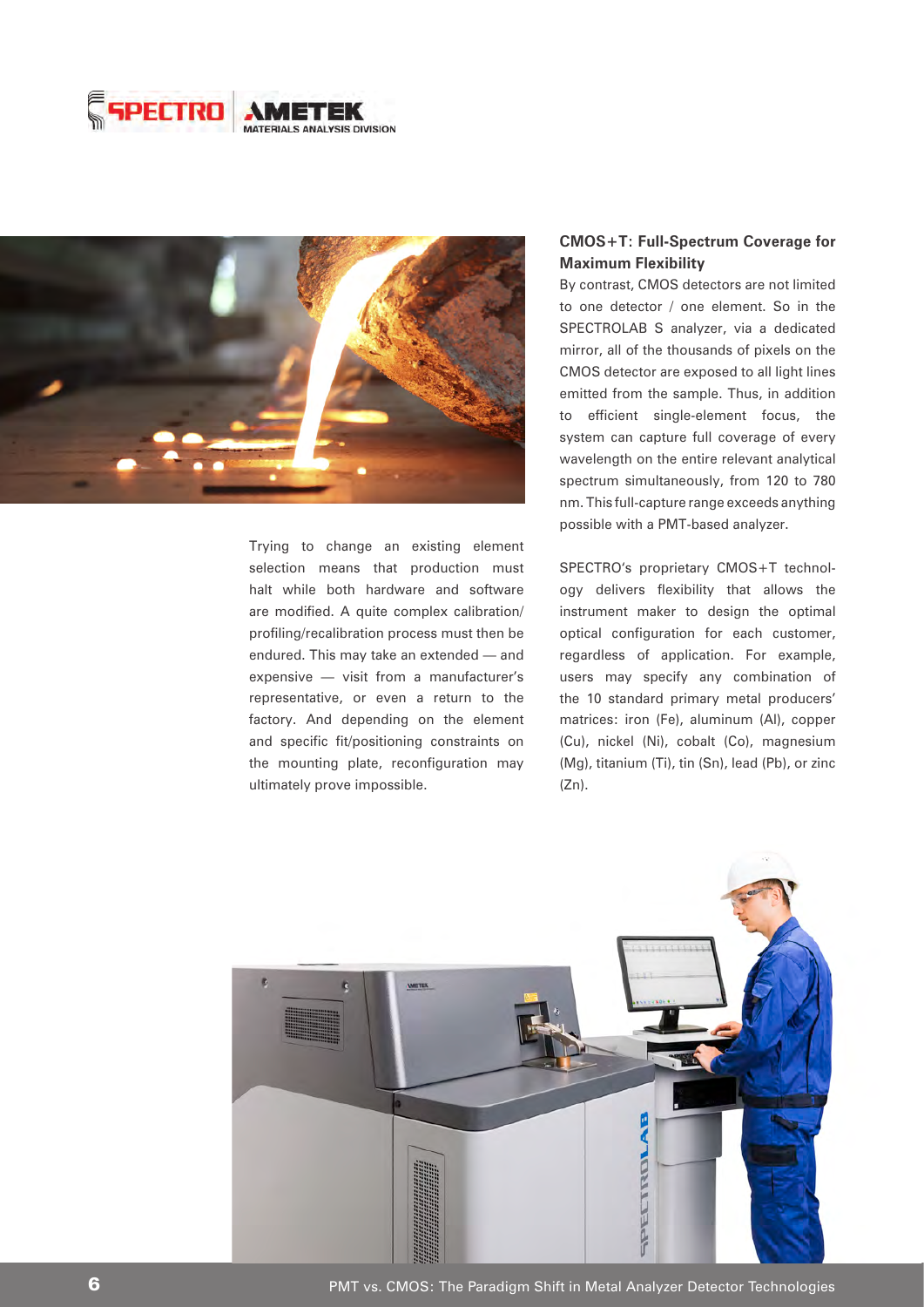Trying to change an existing element selection means that production must halt while both hardware and software are modified. A quite complex calibration/profiling/recalibration process must then be endured. This may take an extended — and expensive — visit from a manufacturer's representative, or even a return to the factory. And depending on the element and specific fit/positioning constraints on the mounting plate, reconfiguration may ultimately prove impossible.

### CMOS+T: Full-Spectrum Coverage for Maximum Flexibility

By contrast, CMOS detectors are not limited to one detector / one element. So in the SPECTROLAB S analyzer, via a dedicated mirror, all of the thousands of pixels on the CMOS detector are exposed to all light lines emitted from the sample. Thus, in addition to efficient single-element focus, the system can capture full coverage of every wavelength on the entire relevant analytical spectrum simultaneously, from 120 to 780 nm. This full-capture range exceeds anything possible with a PMT-based analyzer.

SPECTRO's proprietary CMOS+T technology delivers flexibility that allows the instrument maker to design the optimal optical configuration for each customer, regardless of application. For example, users may specify any combination of the 10 standard primary metal producers' matrices: iron (Fe), aluminum (Al), copper (Cu), nickel (Ni), cobalt (Co), magnesium (Mg), titanium (Ti), tin (Sn), lead (Pb), or zinc (Zn).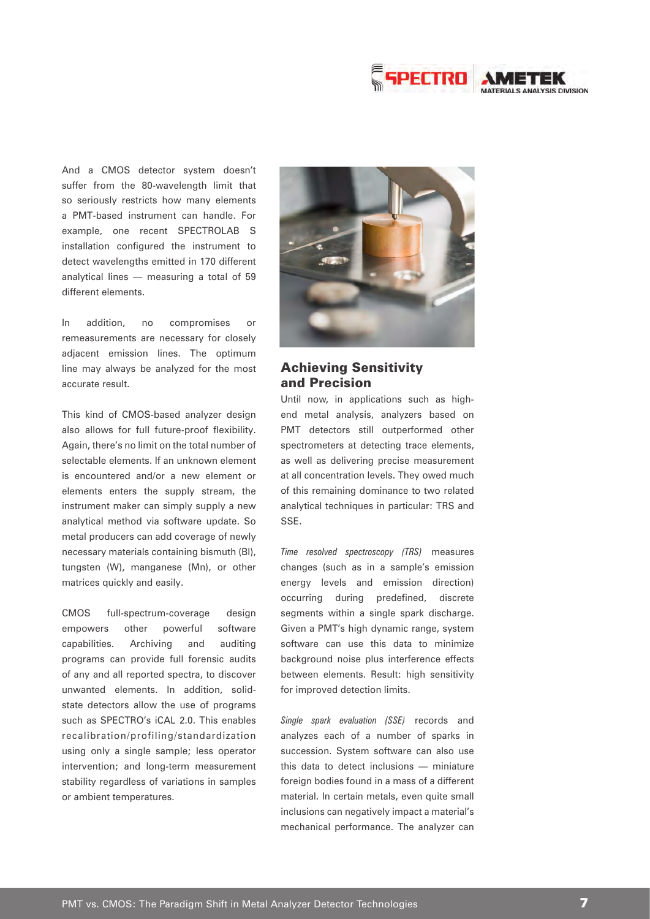And a CMOS detector system doesn't suffer from the 80-wavelength limit that so seriously restricts how many elements a PMT-based instrument can handle. For example, one recent SPECTROLAB S installation configured the instrument to detect wavelengths emitted in 170 different analytical lines — measuring a total of 59 different elements.

In addition, no compromises or remeasurements are necessary for closely adjacent emission lines. The optimum line may always be analyzed for the most accurate result.

This kind of CMOS-based analyzer design also allows for full future-proof flexibility. Again, there's no limit on the total number of selectable elements. If an unknown element is encountered and/or a new element or elements enters the supply stream, the instrument maker can simply supply a new analytical method via software update. So metal producers can add coverage of newly necessary materials containing bismuth (BI), tungsten (W), manganese (Mn), or other matrices quickly and easily.

CMOS full-spectrum-coverage design empowers other powerful software capabilities. Archiving and auditing programs can provide full forensic audits of any and all reported spectra, to discover unwanted elements. In addition, solid-state detectors allow the use of programs such as SPECTRO's iCAL 2.0. This enables recalibration/profiling/standardization using only a single sample; less operator intervention; and long-term measurement stability regardless of variations in samples or ambient temperatures.

## Achieving Sensitivity and Precision

Until now, in applications such as high-end metal analysis, analyzers based on PMT detectors still outperformed other spectrometers at detecting trace elements, as well as delivering precise measurement at all concentration levels. They owed much of this remaining dominance to two related analytical techniques in particular: TRS and SSE.

*Time resolved spectroscopy (TRS)* measures changes (such as in a sample's emission energy levels and emission direction) occurring during predefined, discrete segments within a single spark discharge. Given a PMT's high dynamic range, system software can use this data to minimize background noise plus interference effects between elements. Result: high sensitivity for improved detection limits.

*Single spark evaluation (SSE)* records and analyzes each of a number of sparks in succession. System software can also use this data to detect inclusions — miniature foreign bodies found in a mass of a different material. In certain metals, even quite small inclusions can negatively impact a material's mechanical performance. The analyzer can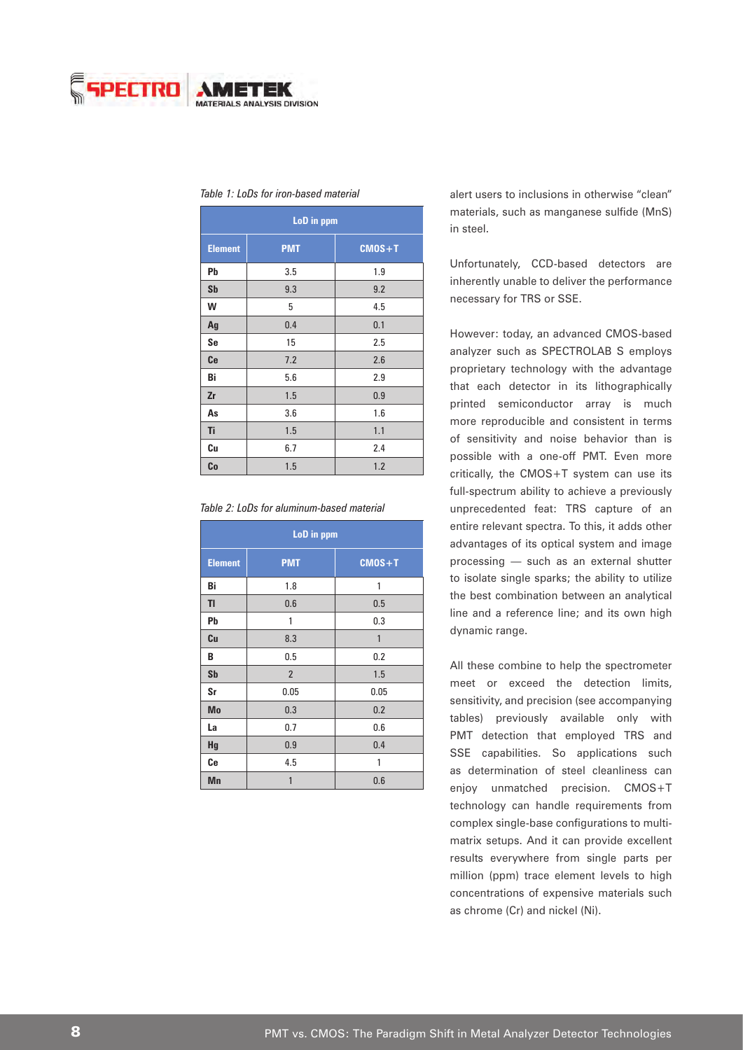*Table 1: LoDs for iron-based material*

| | LoD in ppm | |
|---|---|---|
| **Element** | **PMT** | **CMOS+T** |
| **Pb** | 3.5 | 1.9 |
| **Sb** | 9.3 | 9.2 |
| **W** | 5 | 4.5 |
| **Ag** | 0.4 | 0.1 |
| **Se** | 15 | 2.5 |
| **Ce** | 7.2 | 2.6 |
| **Bi** | 5.6 | 2.9 |
| **Zr** | 1.5 | 0.9 |
| **As** | 3.6 | 1.6 |
| **Ti** | 1.5 | 1.1 |
| **Cu** | 6.7 | 2.4 |
| **Co** | 1.5 | 1.2 |

*Table 2: LoDs for aluminum-based material*

| | LoD in ppm | |
|---|---|---|
| **Element** | **PMT** | **CMOS+T** |
| **Bi** | 1.8 | 1 |
| **Tl** | 0.6 | 0.5 |
| **Pb** | 1 | 0.3 |
| **Cu** | 8.3 | 1 |
| **B** | 0.5 | 0.2 |
| **Sb** | 2 | 1.5 |
| **Sr** | 0.05 | 0.05 |
| **Mo** | 0.3 | 0.2 |
| **La** | 0.7 | 0.6 |
| **Hg** | 0.9 | 0.4 |
| **Ce** | 4.5 | 1 |
| **Mn** | 1 | 0.6 |

alert users to inclusions in otherwise "clean" materials, such as manganese sulfide (MnS) in steel.

Unfortunately, CCD-based detectors are inherently unable to deliver the performance necessary for TRS or SSE.

However: today, an advanced CMOS-based analyzer such as SPECTROLAB S employs proprietary technology with the advantage that each detector in its lithographically printed semiconductor array is much more reproducible and consistent in terms of sensitivity and noise behavior than is possible with a one-off PMT. Even more critically, the CMOS+T system can use its full-spectrum ability to achieve a previously unprecedented feat: TRS capture of an entire relevant spectra. To this, it adds other advantages of its optical system and image processing — such as an external shutter to isolate single sparks; the ability to utilize the best combination between an analytical line and a reference line; and its own high dynamic range.

All these combine to help the spectrometer meet or exceed the detection limits, sensitivity, and precision (see accompanying tables) previously available only with PMT detection that employed TRS and SSE capabilities. So applications such as determination of steel cleanliness can enjoy unmatched precision. CMOS+T technology can handle requirements from complex single-base configurations to multi-matrix setups. And it can provide excellent results everywhere from single parts per million (ppm) trace element levels to high concentrations of expensive materials such as chrome (Cr) and nickel (Ni).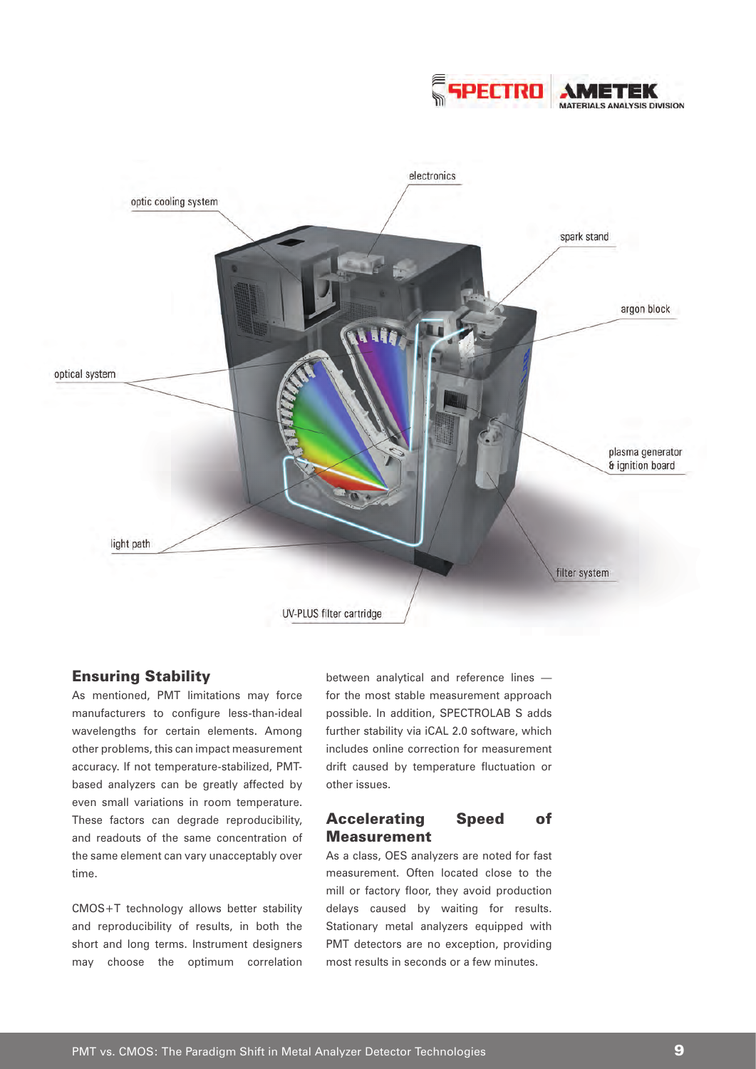electronics

optic cooling system

spark stand

argon block

optical system

plasma generator & ignition board

light path

filter system

UV-PLUS filter cartridge

## Ensuring Stability

As mentioned, PMT limitations may force manufacturers to configure less-than-ideal wavelengths for certain elements. Among other problems, this can impact measurement accuracy. If not temperature-stabilized, PMT-based analyzers can be greatly affected by even small variations in room temperature. These factors can degrade reproducibility, and readouts of the same concentration of the same element can vary unacceptably over time.

CMOS+T technology allows better stability and reproducibility of results, in both the short and long terms. Instrument designers may choose the optimum correlation between analytical and reference lines — for the most stable measurement approach possible. In addition, SPECTROLAB S adds further stability via iCAL 2.0 software, which includes online correction for measurement drift caused by temperature fluctuation or other issues.

## Accelerating Speed of Measurement

As a class, OES analyzers are noted for fast measurement. Often located close to the mill or factory floor, they avoid production delays caused by waiting for results. Stationary metal analyzers equipped with PMT detectors are no exception, providing most results in seconds or a few minutes.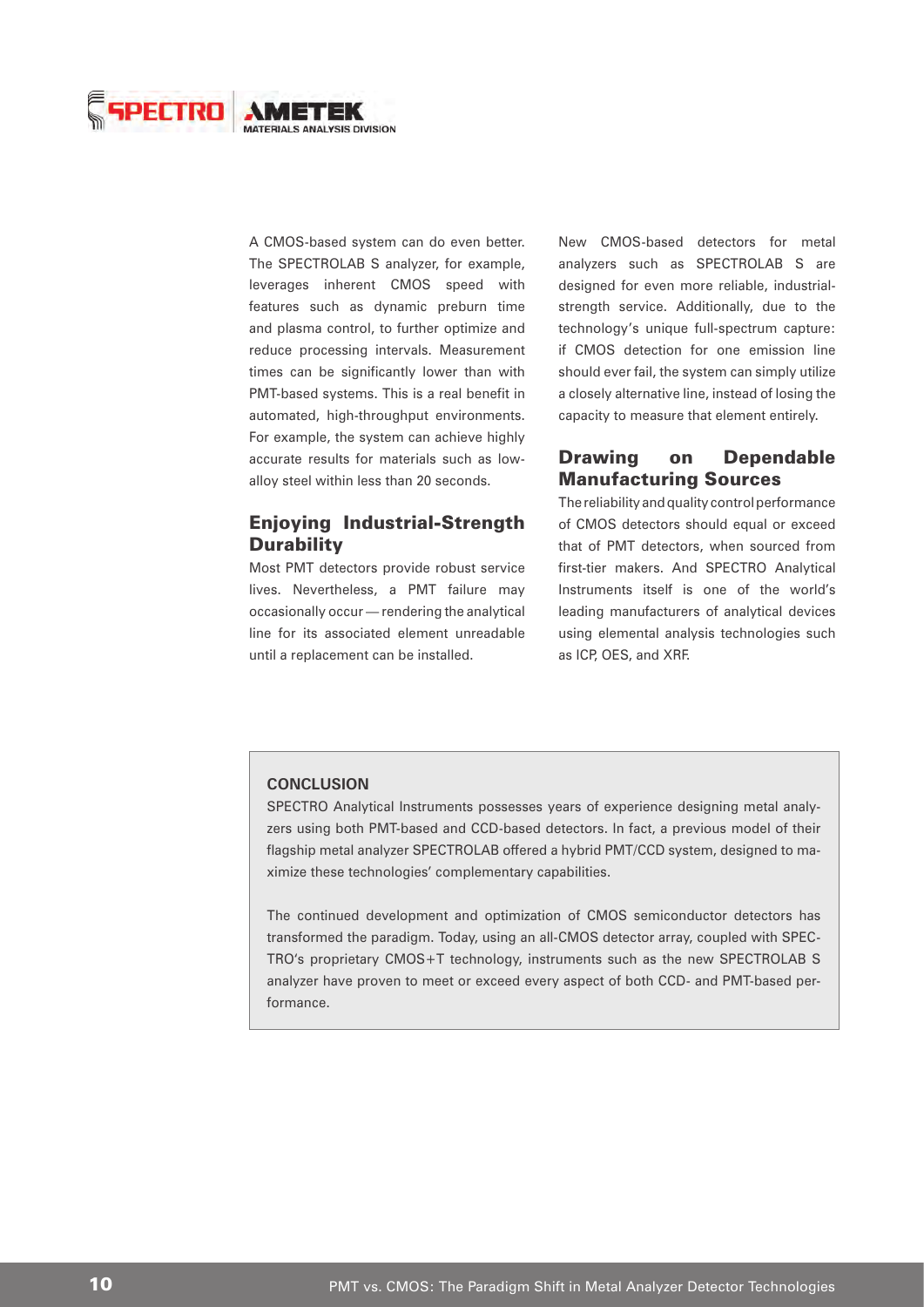A CMOS-based system can do even better. The SPECTROLAB S analyzer, for example, leverages inherent CMOS speed with features such as dynamic preburn time and plasma control, to further optimize and reduce processing intervals. Measurement times can be significantly lower than with PMT-based systems. This is a real benefit in automated, high-throughput environments. For example, the system can achieve highly accurate results for materials such as low-alloy steel within less than 20 seconds.

## Enjoying Industrial-Strength Durability

Most PMT detectors provide robust service lives. Nevertheless, a PMT failure may occasionally occur — rendering the analytical line for its associated element unreadable until a replacement can be installed.

New CMOS-based detectors for metal analyzers such as SPECTROLAB S are designed for even more reliable, industrial-strength service. Additionally, due to the technology's unique full-spectrum capture: if CMOS detection for one emission line should ever fail, the system can simply utilize a closely alternative line, instead of losing the capacity to measure that element entirely.

## Drawing on Dependable Manufacturing Sources

The reliability and quality control performance of CMOS detectors should equal or exceed that of PMT detectors, when sourced from first-tier makers. And SPECTRO Analytical Instruments itself is one of the world's leading manufacturers of analytical devices using elemental analysis technologies such as ICP, OES, and XRF.

**CONCLUSION**

SPECTRO Analytical Instruments possesses years of experience designing metal analyzers using both PMT-based and CCD-based detectors. In fact, a previous model of their flagship metal analyzer SPECTROLAB offered a hybrid PMT/CCD system, designed to maximize these technologies' complementary capabilities.

The continued development and optimization of CMOS semiconductor detectors has transformed the paradigm. Today, using an all-CMOS detector array, coupled with SPECTRO's proprietary CMOS+T technology, instruments such as the new SPECTROLAB S analyzer have proven to meet or exceed every aspect of both CCD- and PMT-based performance.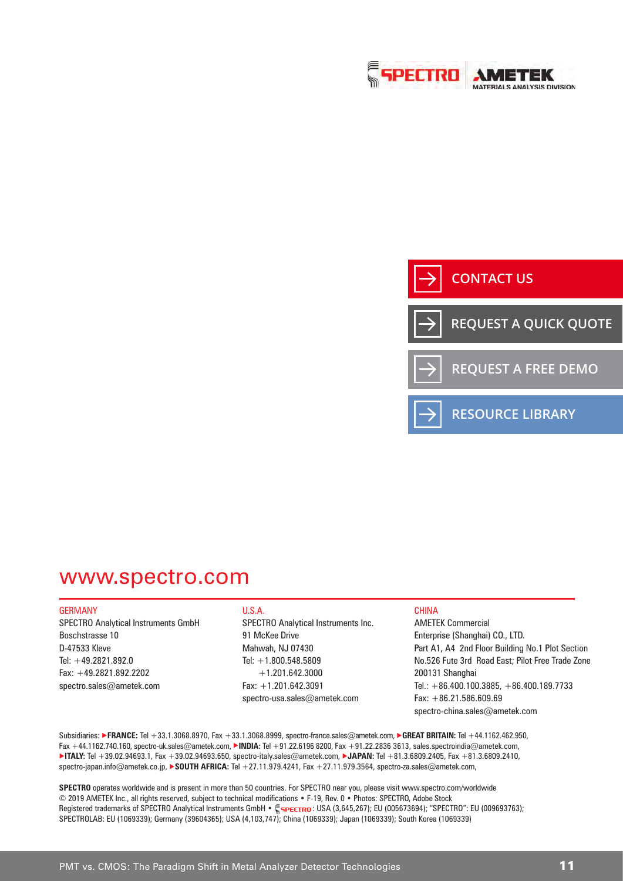CONTACT US

REQUEST A QUICK QUOTE

REQUEST A FREE DEMO

RESOURCE LIBRARY

## www.spectro.com

**GERMANY**
SPECTRO Analytical Instruments GmbH
Boschstrasse 10
D-47533 Kleve
Tel: +49.2821.892.0
Fax: +49.2821.892.2202
spectro.sales@ametek.com

**U.S.A.**
SPECTRO Analytical Instruments Inc.
91 McKee Drive
Mahwah, NJ 07430
Tel: +1.800.548.5809
+1.201.642.3000
Fax: +1.201.642.3091
spectro-usa.sales@ametek.com

**CHINA**
AMETEK Commercial
Enterprise (Shanghai) CO., LTD.
Part A1, A4 2nd Floor Building No.1 Plot Section
No.526 Fute 3rd Road East; Pilot Free Trade Zone
200131 Shanghai
Tel.: +86.400.100.3885, +86.400.189.7733
Fax: +86.21.586.609.69
spectro-china.sales@ametek.com

Subsidiaries: ▶**FRANCE:** Tel +33.1.3068.8970, Fax +33.1.3068.8999, spectro-france.sales@ametek.com, ▶**GREAT BRITAIN:** Tel +44.1162.462.950, Fax +44.1162.740.160, spectro-uk.sales@ametek.com, ▶**INDIA:** Tel +91.22.6196 8200, Fax +91.22.2836 3613, sales.spectroindia@ametek.com, ▶**ITALY:** Tel +39.02.94693.1, Fax +39.02.94693.650, spectro-italy.sales@ametek.com, ▶**JAPAN:** Tel +81.3.6809.2405, Fax +81.3.6809.2410, spectro-japan.info@ametek.co.jp, ▶**SOUTH AFRICA:** Tel +27.11.979.4241, Fax +27.11.979.3564, spectro-za.sales@ametek.com,

**SPECTRO** operates worldwide and is present in more than 50 countries. For SPECTRO near you, please visit www.spectro.com/worldwide
© 2019 AMETEK Inc., all rights reserved, subject to technical modifications • F-19, Rev. 0 • Photos: SPECTRO, Adobe Stock
Registered trademarks of SPECTRO Analytical Instruments GmbH • SPECTRO: USA (3,645,267); EU (005673694); "SPECTRO": EU (009693763); SPECTROLAB: EU (1069339); Germany (39604365); USA (4,103,747); China (1069339); Japan (1069339); South Korea (1069339)